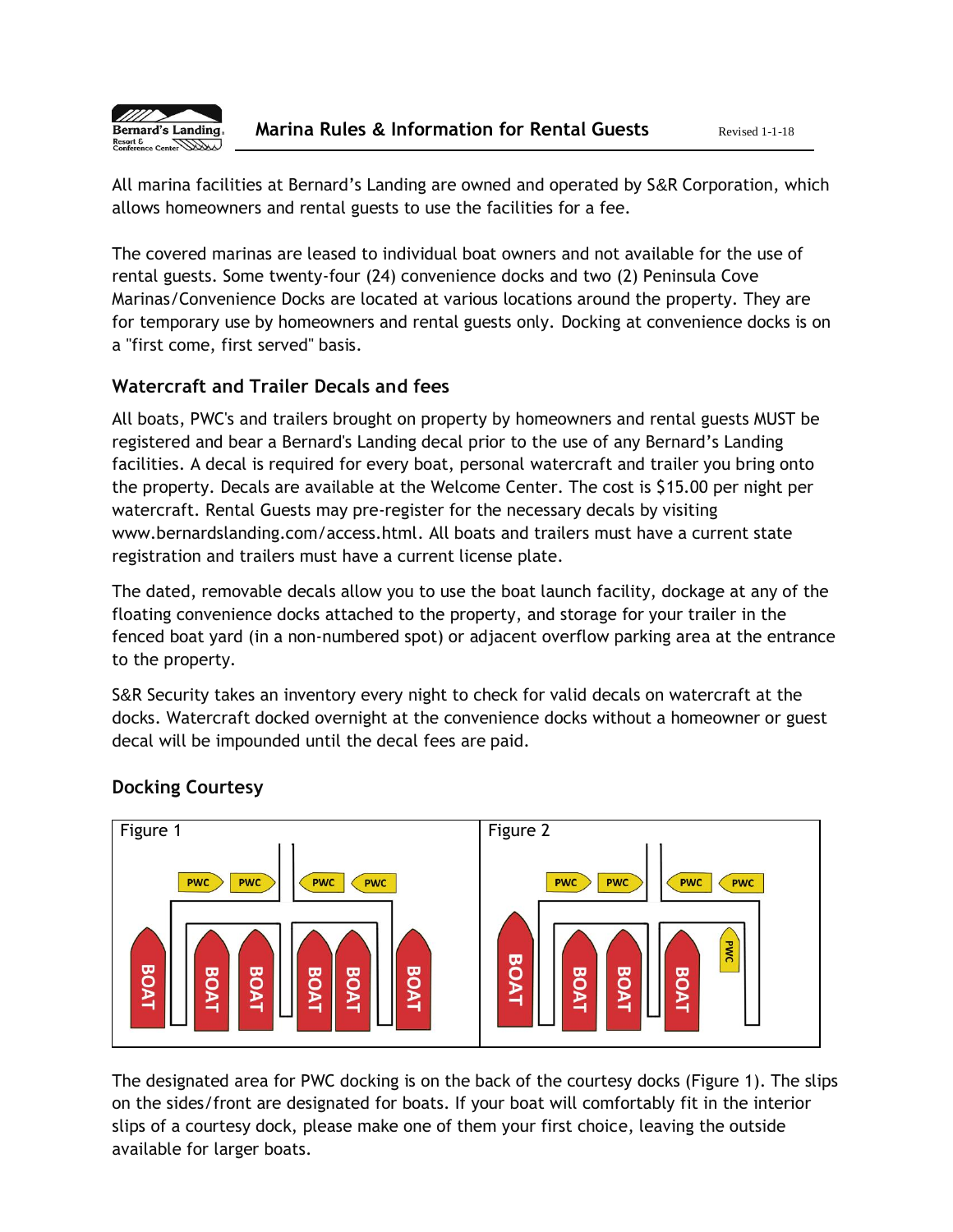# Marina Rules & Information for Rental Guests

Revised 1-1-18

All marina facilities at Bernard's Landing are owned and operated by S&R Corporation, which allows homeowners and rental guests to use the facilities for a fee.

The covered marinas are leased to individual boat owners and not available for the use of rental guests. Some twenty-four (24) convenience docks and two (2) Peninsula Cove Marinas/Convenience Docks are located at various locations around the property. They are for temporary use by homeowners and rental guests only. Docking at convenience docks is on a "first come, first served" basis.

## Watercraft and Trailer Decals and fees

All boats, PWC's and trailers brought on property by homeowners and rental guests MUST be registered and bear a Bernard's Landing decal prior to the use of any Bernard's Landing facilities. A decal is required for every boat, personal watercraft and trailer you bring onto the property. Decals are available at the Welcome Center. The cost is $15.00 per night per watercraft. Rental Guests may pre-register for the necessary decals by visiting www.bernardslanding.com/access.html. All boats and trailers must have a current state registration and trailers must have a current license plate.

The dated, removable decals allow you to use the boat launch facility, dockage at any of the floating convenience docks attached to the property, and storage for your trailer in the fenced boat yard (in a non-numbered spot) or adjacent overflow parking area at the entrance to the property.

S&R Security takes an inventory every night to check for valid decals on watercraft at the docks. Watercraft docked overnight at the convenience docks without a homeowner or guest decal will be impounded until the decal fees are paid.

## Docking Courtesy

Figure 1

Figure 2

The designated area for PWC docking is on the back of the courtesy docks (Figure 1). The slips on the sides/front are designated for boats. If your boat will comfortably fit in the interior slips of a courtesy dock, please make one of them your first choice, leaving the outside available for larger boats.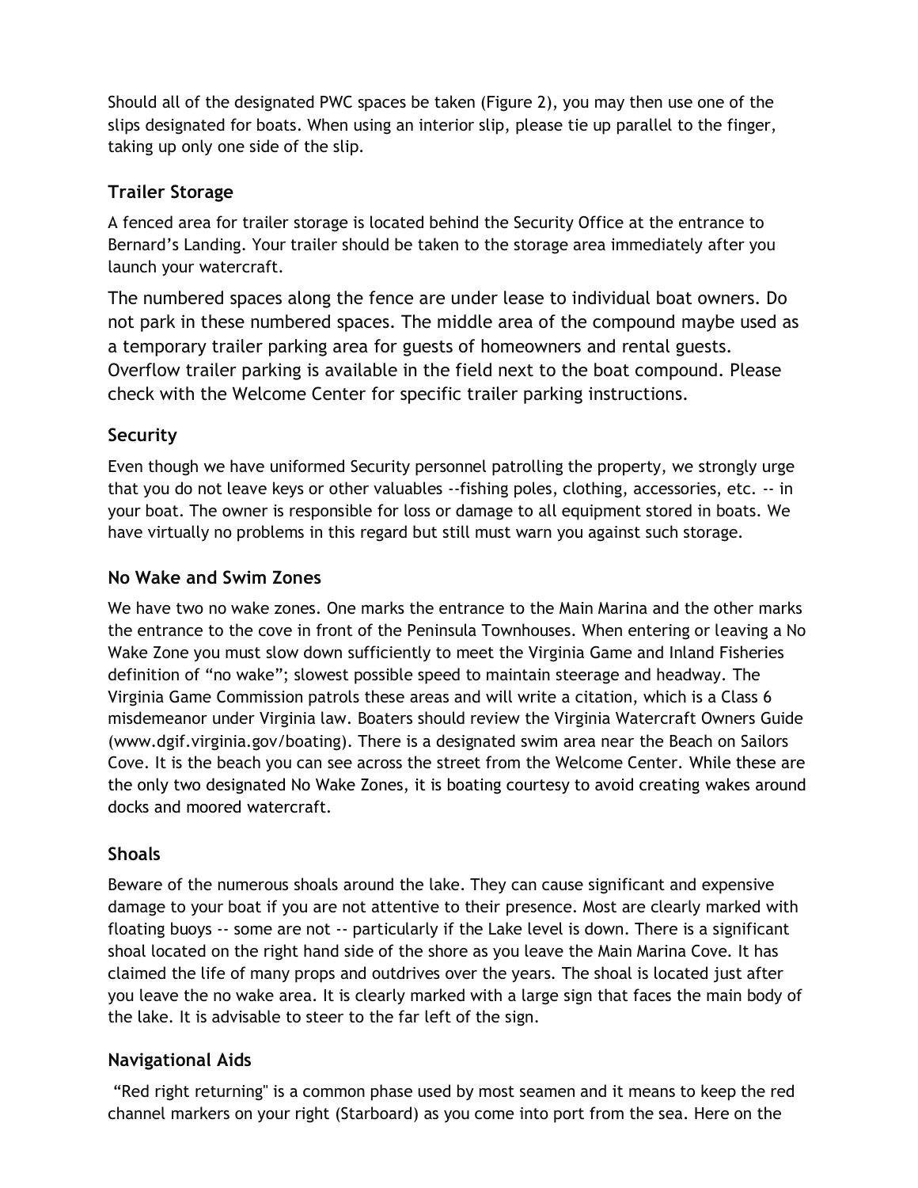Should all of the designated PWC spaces be taken (Figure 2), you may then use one of the slips designated for boats. When using an interior slip, please tie up parallel to the finger, taking up only one side of the slip.

### Trailer Storage

A fenced area for trailer storage is located behind the Security Office at the entrance to Bernard's Landing. Your trailer should be taken to the storage area immediately after you launch your watercraft.

The numbered spaces along the fence are under lease to individual boat owners. Do not park in these numbered spaces. The middle area of the compound maybe used as a temporary trailer parking area for guests of homeowners and rental guests. Overflow trailer parking is available in the field next to the boat compound. Please check with the Welcome Center for specific trailer parking instructions.

### Security

Even though we have uniformed Security personnel patrolling the property, we strongly urge that you do not leave keys or other valuables --fishing poles, clothing, accessories, etc. -- in your boat. The owner is responsible for loss or damage to all equipment stored in boats. We have virtually no problems in this regard but still must warn you against such storage.

### No Wake and Swim Zones

We have two no wake zones. One marks the entrance to the Main Marina and the other marks the entrance to the cove in front of the Peninsula Townhouses. When entering or leaving a No Wake Zone you must slow down sufficiently to meet the Virginia Game and Inland Fisheries definition of "no wake"; slowest possible speed to maintain steerage and headway. The Virginia Game Commission patrols these areas and will write a citation, which is a Class 6 misdemeanor under Virginia law. Boaters should review the Virginia Watercraft Owners Guide (www.dgif.virginia.gov/boating). There is a designated swim area near the Beach on Sailors Cove. It is the beach you can see across the street from the Welcome Center. While these are the only two designated No Wake Zones, it is boating courtesy to avoid creating wakes around docks and moored watercraft.

### Shoals

Beware of the numerous shoals around the lake. They can cause significant and expensive damage to your boat if you are not attentive to their presence. Most are clearly marked with floating buoys -- some are not -- particularly if the Lake level is down. There is a significant shoal located on the right hand side of the shore as you leave the Main Marina Cove. It has claimed the life of many props and outdrives over the years. The shoal is located just after you leave the no wake area. It is clearly marked with a large sign that faces the main body of the lake. It is advisable to steer to the far left of the sign.

### Navigational Aids

"Red right returning" is a common phase used by most seamen and it means to keep the red channel markers on your right (Starboard) as you come into port from the sea. Here on the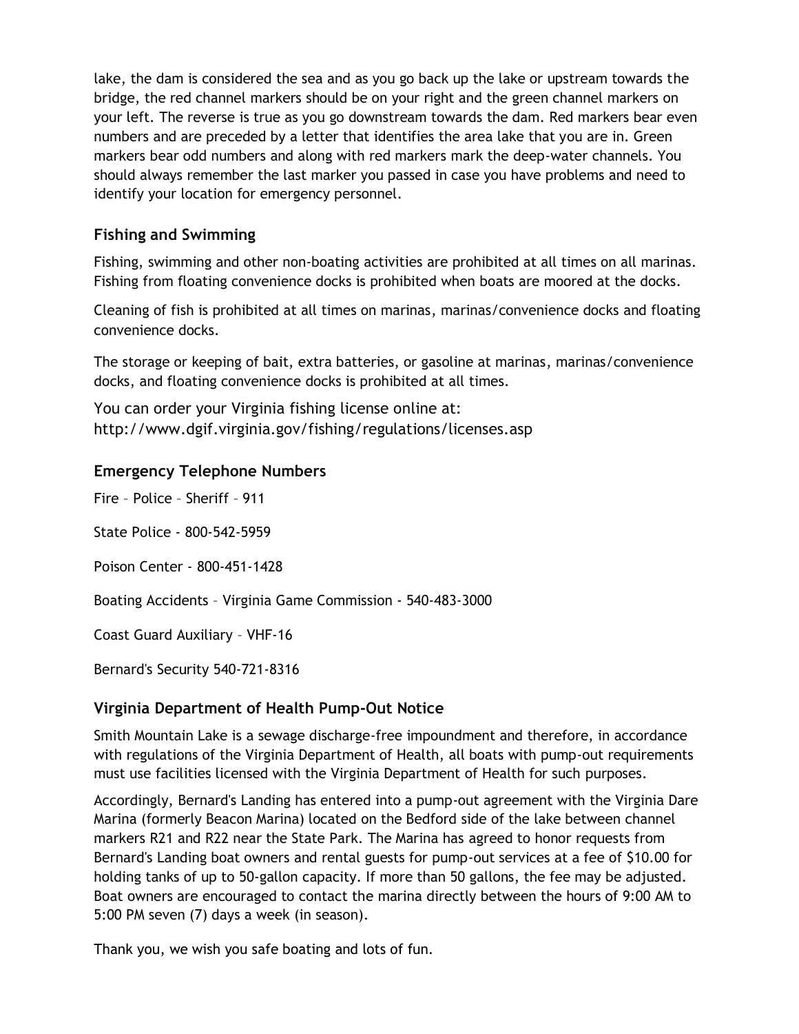lake, the dam is considered the sea and as you go back up the lake or upstream towards the bridge, the red channel markers should be on your right and the green channel markers on your left. The reverse is true as you go downstream towards the dam. Red markers bear even numbers and are preceded by a letter that identifies the area lake that you are in. Green markers bear odd numbers and along with red markers mark the deep-water channels. You should always remember the last marker you passed in case you have problems and need to identify your location for emergency personnel.

### Fishing and Swimming

Fishing, swimming and other non-boating activities are prohibited at all times on all marinas. Fishing from floating convenience docks is prohibited when boats are moored at the docks.

Cleaning of fish is prohibited at all times on marinas, marinas/convenience docks and floating convenience docks.

The storage or keeping of bait, extra batteries, or gasoline at marinas, marinas/convenience docks, and floating convenience docks is prohibited at all times.

You can order your Virginia fishing license online at: http://www.dgif.virginia.gov/fishing/regulations/licenses.asp

### Emergency Telephone Numbers

Fire – Police – Sheriff – 911

State Police - 800-542-5959

Poison Center - 800-451-1428

Boating Accidents – Virginia Game Commission - 540-483-3000

Coast Guard Auxiliary – VHF-16

Bernard's Security 540-721-8316

### Virginia Department of Health Pump-Out Notice

Smith Mountain Lake is a sewage discharge-free impoundment and therefore, in accordance with regulations of the Virginia Department of Health, all boats with pump-out requirements must use facilities licensed with the Virginia Department of Health for such purposes.

Accordingly, Bernard's Landing has entered into a pump-out agreement with the Virginia Dare Marina (formerly Beacon Marina) located on the Bedford side of the lake between channel markers R21 and R22 near the State Park. The Marina has agreed to honor requests from Bernard's Landing boat owners and rental guests for pump-out services at a fee of $10.00 for holding tanks of up to 50-gallon capacity. If more than 50 gallons, the fee may be adjusted. Boat owners are encouraged to contact the marina directly between the hours of 9:00 AM to 5:00 PM seven (7) days a week (in season).

Thank you, we wish you safe boating and lots of fun.